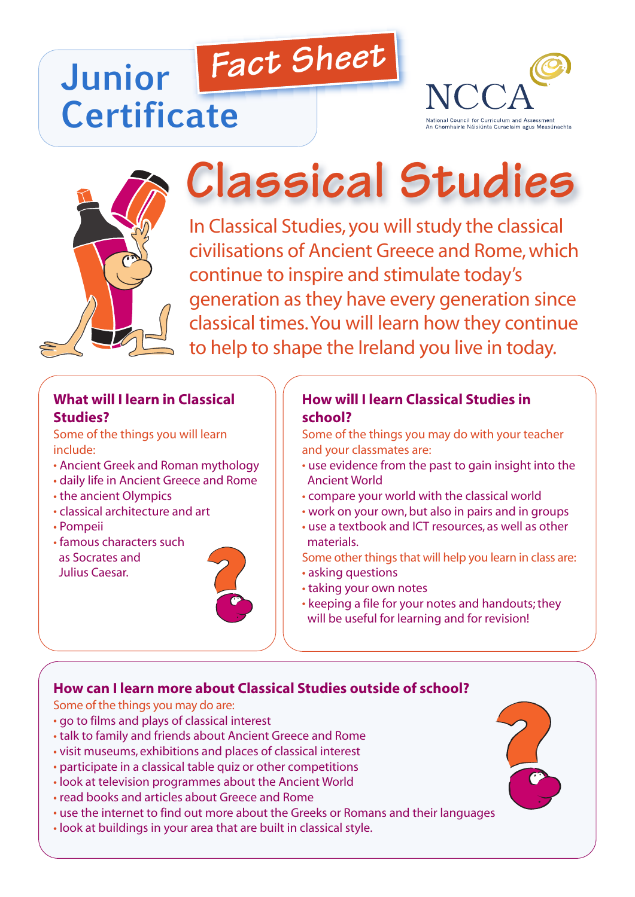# Junior Certificate

## Fact Sheet

NCCA
National Council for Curriculum and Assessment
An Chomhairle Náisiúnta Curaclaim agus Measúnachta

# Classical Studies

In Classical Studies, you will study the classical civilisations of Ancient Greece and Rome, which continue to inspire and stimulate today's generation as they have every generation since classical times. You will learn how they continue to help to shape the Ireland you live in today.

### What will I learn in Classical Studies?

Some of the things you will learn include:

- Ancient Greek and Roman mythology
- daily life in Ancient Greece and Rome
- the ancient Olympics
- classical architecture and art
- Pompeii
- famous characters such as Socrates and Julius Caesar.

### How will I learn Classical Studies in school?

Some of the things you may do with your teacher and your classmates are:

- use evidence from the past to gain insight into the Ancient World
- compare your world with the classical world
- work on your own, but also in pairs and in groups
- use a textbook and ICT resources, as well as other materials.

Some other things that will help you learn in class are:

- asking questions
- taking your own notes
- keeping a file for your notes and handouts; they will be useful for learning and for revision!

### How can I learn more about Classical Studies outside of school?

Some of the things you may do are:

- go to films and plays of classical interest
- talk to family and friends about Ancient Greece and Rome
- visit museums, exhibitions and places of classical interest
- participate in a classical table quiz or other competitions
- look at television programmes about the Ancient World
- read books and articles about Greece and Rome
- use the internet to find out more about the Greeks or Romans and their languages
- look at buildings in your area that are built in classical style.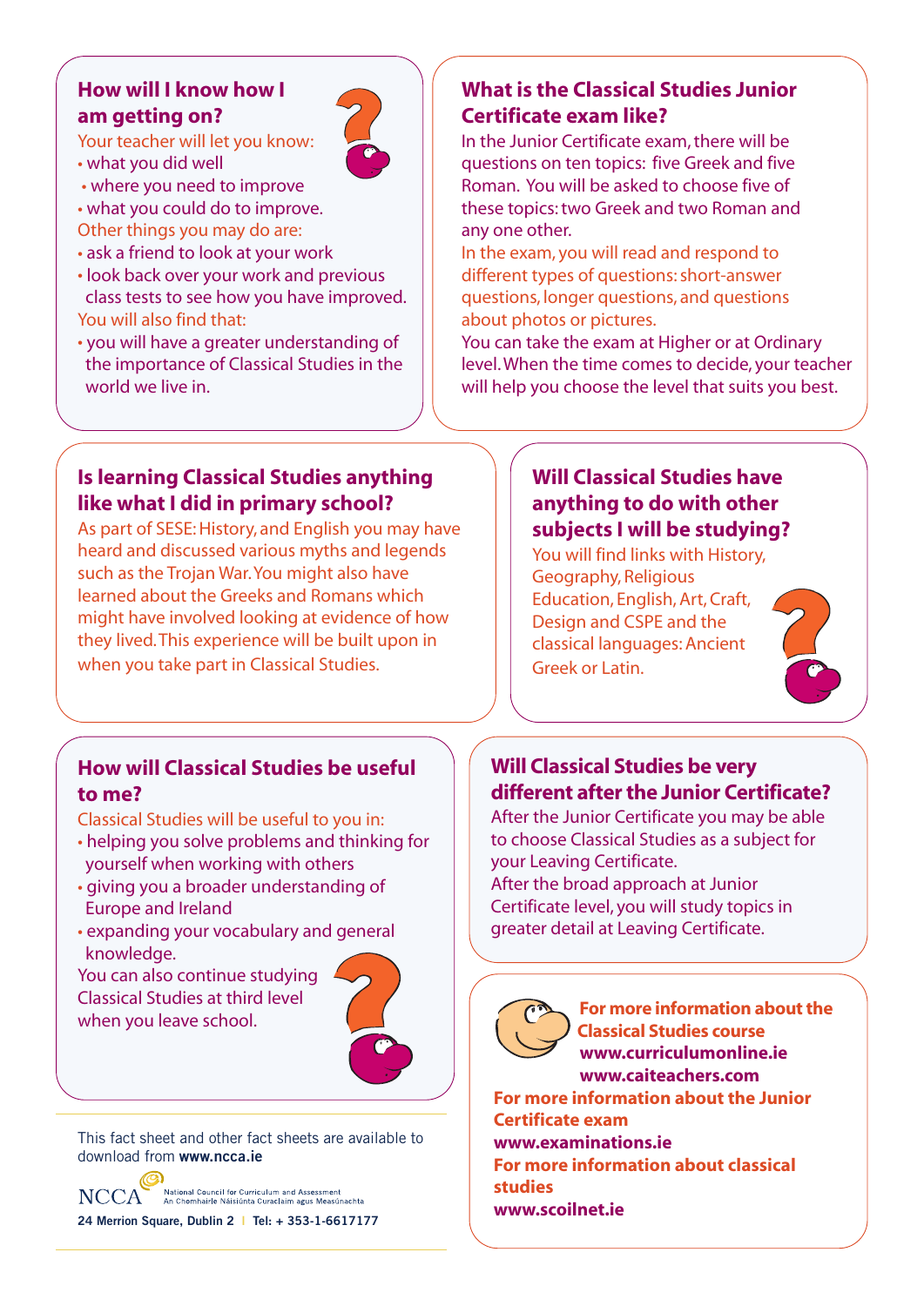## How will I know how I am getting on?

Your teacher will let you know:

- what you did well
- where you need to improve
- what you could do to improve.

Other things you may do are:

- ask a friend to look at your work
- look back over your work and previous class tests to see how you have improved.

You will also find that:

- you will have a greater understanding of the importance of Classical Studies in the world we live in.

## What is the Classical Studies Junior Certificate exam like?

In the Junior Certificate exam, there will be questions on ten topics: five Greek and five Roman. You will be asked to choose five of these topics: two Greek and two Roman and any one other.

In the exam, you will read and respond to different types of questions: short-answer questions, longer questions, and questions about photos or pictures.

You can take the exam at Higher or at Ordinary level. When the time comes to decide, your teacher will help you choose the level that suits you best.

## Is learning Classical Studies anything like what I did in primary school?

As part of SESE: History, and English you may have heard and discussed various myths and legends such as the Trojan War. You might also have learned about the Greeks and Romans which might have involved looking at evidence of how they lived. This experience will be built upon in when you take part in Classical Studies.

## Will Classical Studies have anything to do with other subjects I will be studying?

You will find links with History, Geography, Religious Education, English, Art, Craft, Design and CSPE and the classical languages: Ancient Greek or Latin.

## How will Classical Studies be useful to me?

Classical Studies will be useful to you in:

- helping you solve problems and thinking for yourself when working with others
- giving you a broader understanding of Europe and Ireland
- expanding your vocabulary and general knowledge.

You can also continue studying Classical Studies at third level when you leave school.

## Will Classical Studies be very different after the Junior Certificate?

After the Junior Certificate you may be able to choose Classical Studies as a subject for your Leaving Certificate.

After the broad approach at Junior Certificate level, you will study topics in greater detail at Leaving Certificate.

**For more information about the Classical Studies course**
**www.curriculumonline.ie**
**www.caiteachers.com**

**For more information about the Junior Certificate exam**
**www.examinations.ie**

**For more information about classical studies**
**www.scoilnet.ie**

This fact sheet and other fact sheets are available to download from **www.ncca.ie**

NCCA National Council for Curriculum and Assessment
An Chomhairle Náisiúnta Curaclaim agus Measúnachta

**24 Merrion Square, Dublin 2 | Tel: + 353-1-6617177**